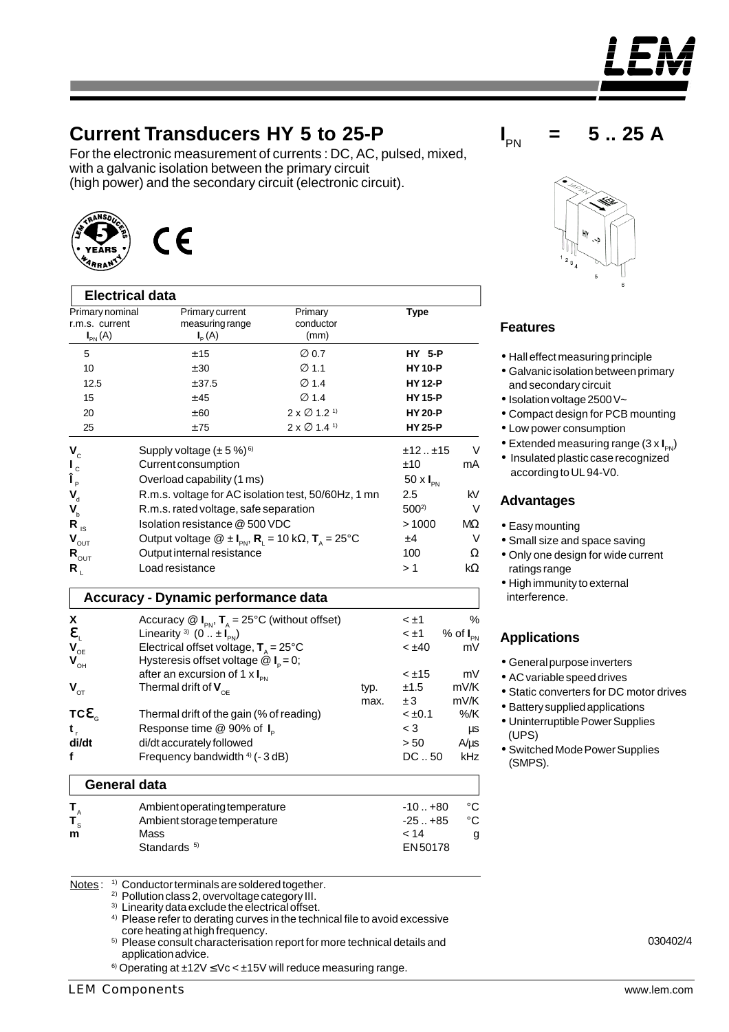# Current Transducers HY 5 to 25-P

$I_{PN}$ = 5 .. 25 A

For the electronic measurement of currents : DC, AC, pulsed, mixed, with a galvanic isolation between the primary circuit (high power) and the secondary circuit (electronic circuit).

## Electrical data

| Primary nominal r.m.s. current $I_{PN}$ (A) | Primary current measuring range $I_P$ (A) | Primary conductor (mm) | Type |
|---|---|---|---|
| 5 | ±15 | ∅ 0.7 | **HY 5-P** |
| 10 | ±30 | ∅ 1.1 | **HY 10-P** |
| 12.5 | ±37.5 | ∅ 1.4 | **HY 12-P** |
| 15 | ±45 | ∅ 1.4 | **HY 15-P** |
| 20 | ±60 | 2 x ∅ 1.2 [1] | **HY 20-P** |
| 25 | ±75 | 2 x ∅ 1.4 [1] | **HY 25-P** |

| Symbol | Parameter | Value | Unit |
|---|---|---|---|
| $V_C$ | Supply voltage (± 5 %) [6] | ±12 .. ±15 | V |
| $I_C$ | Current consumption | ±10 | mA |
| $\hat{I}_P$ | Overload capability (1 ms) | 50 x $I_{PN}$ | |
| $V_d$ | R.m.s. voltage for AC isolation test, 50/60Hz, 1 mn | 2.5 | kV |
| $V_b$ | R.m.s. rated voltage, safe separation | 500 [2] | V |
| $R_{IS}$ | Isolation resistance @ 500 VDC | > 1000 | MΩ |
| $V_{OUT}$ | Output voltage @ ± $I_{PN}$, $R_L$ = 10 kΩ, $T_A$ = 25°C | ±4 | V |
| $R_{OUT}$ | Output internal resistance | 100 | Ω |
| $R_L$ | Load resistance | > 1 | kΩ |

## Accuracy - Dynamic performance data

| Symbol | Parameter | | Value | Unit |
|---|---|---|---|---|
| X | Accuracy @ $I_{PN}$, $T_A$ = 25°C (without offset) | | < ±1 | % |
| $\varepsilon_L$ | Linearity [3] (0 .. ± $I_{PN}$) | | < ±1 | % of $I_{PN}$ |
| $V_{OE}$ | Electrical offset voltage, $T_A$ = 25°C | | < ±40 | mV |
| $V_{OH}$ | Hysteresis offset voltage @ $I_P$ = 0; after an excursion of 1 x $I_{PN}$ | | < ±15 | mV |
| $V_{OT}$ | Thermal drift of $V_{OE}$ | typ. | ±1.5 | mV/K |
| | | max. | ± 3 | mV/K |
| $TC\varepsilon_G$ | Thermal drift of the gain (% of reading) | | < ±0.1 | %/K |
| $t_r$ | Response time @ 90% of $I_P$ | | < 3 | µs |
| di/dt | di/dt accurately followed | | > 50 | A/µs |
| f | Frequency bandwidth [4] (- 3 dB) | | DC .. 50 | kHz |

## General data

| Symbol | Parameter | Value | Unit |
|---|---|---|---|
| $T_A$ | Ambient operating temperature | -10 .. +80 | °C |
| $T_S$ | Ambient storage temperature | -25 .. +85 | °C |
| m | Mass | < 14 | g |
| | Standards [5] | EN50178 | |

Notes :
1) Conductor terminals are soldered together.
2) Pollution class 2, overvoltage category III.
3) Linearity data exclude the electrical offset.
4) Please refer to derating curves in the technical file to avoid excessive core heating at high frequency.
5) Please consult characterisation report for more technical details and application advice.
6) Operating at ±12V ≤ Vc < ±15V will reduce measuring range.

## Features

- Hall effect measuring principle
- Galvanic isolation between primary and secondary circuit
- Isolation voltage 2500 V~
- Compact design for PCB mounting
- Low power consumption
- Extended measuring range (3 x $I_{PN}$)
- Insulated plastic case recognized according to UL 94-V0.

## Advantages

- Easy mounting
- Small size and space saving
- Only one design for wide current ratings range
- High immunity to external interference.

## Applications

- General purpose inverters
- AC variable speed drives
- Static converters for DC motor drives
- Battery supplied applications
- Uninterruptible Power Supplies (UPS)
- Switched Mode Power Supplies (SMPS).

030402/4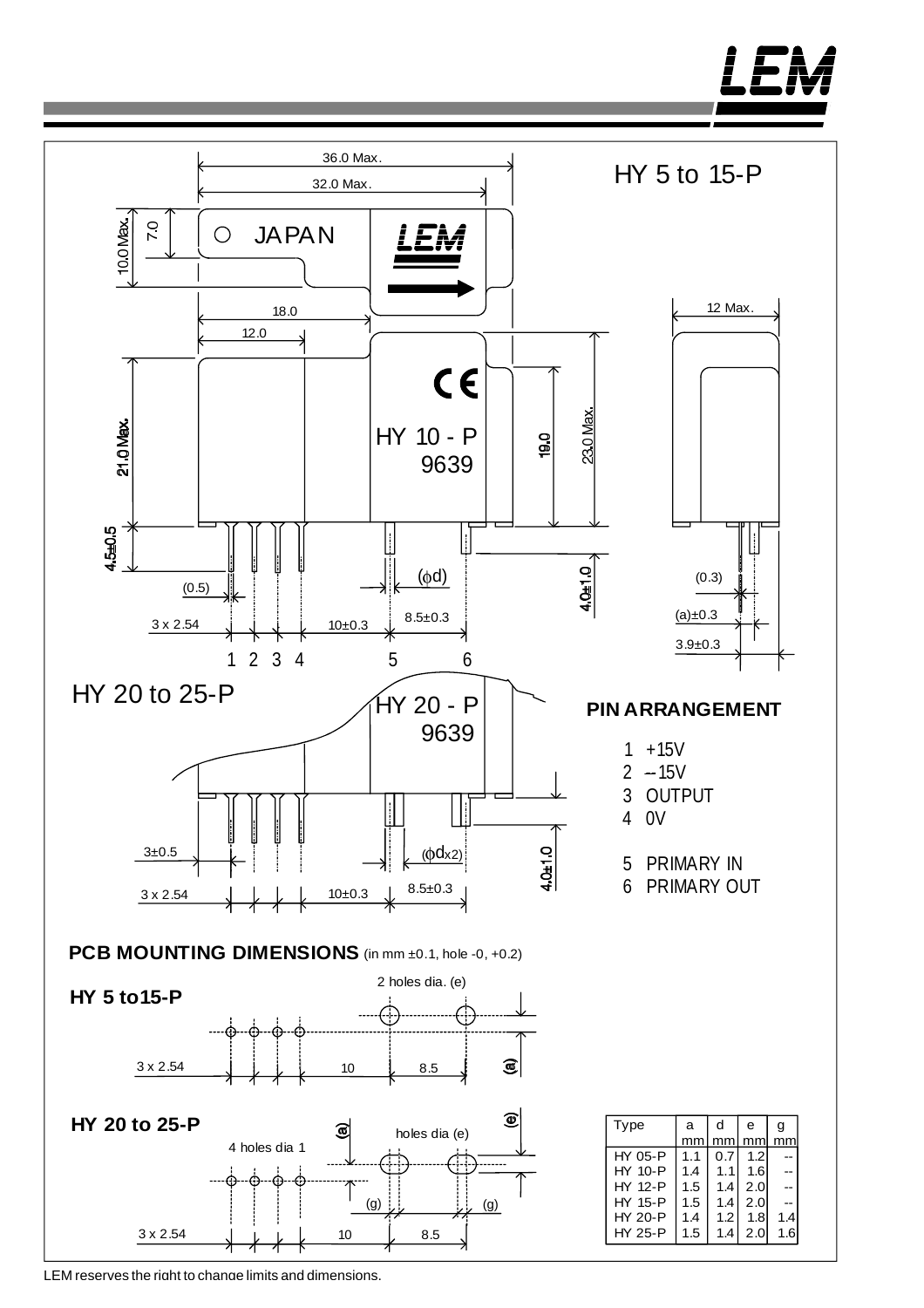# HY 5 to 15-P

36.0 Max.
32.0 Max.
10.0 Max.
7.0
JAPAN
18.0
12.0
12 Max.
21.0 Max.
HY 10 - P
9639
19.0
23.0 Max.
4.5±0.5
(0.5)
(ϕd)
4.0±1.0
(0.3)
(a)±0.3
3.9±0.3
3 x 2.54
10±0.3
8.5±0.3
1 2 3 4 5 6

# HY 20 to 25-P

HY 20 - P
9639
3±0.5
(ϕd x2)
4.0±1.0
3 x 2.54
10±0.3
8.5±0.3

## PIN ARRANGEMENT

1. +15V
2. −15V
3. OUTPUT
4. 0V

5. PRIMARY IN
6. PRIMARY OUT

## PCB MOUNTING DIMENSIONS (in mm ±0.1, hole -0, +0.2)

### HY 5 to15-P

2 holes dia. (e)
3 x 2.54
10
8.5
(a)

### HY 20 to 25-P

4 holes dia 1
(a)
holes dia (e)
(e)
(g)
(g)
3 x 2.54
10
8.5

| Type | a mm | d mm | e mm | g mm |
|---|---|---|---|---|
| HY 05-P | 1.1 | 0.7 | 1.2 | -- |
| HY 10-P | 1.4 | 1.1 | 1.6 | -- |
| HY 12-P | 1.5 | 1.4 | 2.0 | -- |
| HY 15-P | 1.5 | 1.4 | 2.0 | -- |
| HY 20-P | 1.4 | 1.2 | 1.8 | 1.4 |
| HY 25-P | 1.5 | 1.4 | 2.0 | 1.6 |

LEM reserves the right to change limits and dimensions.